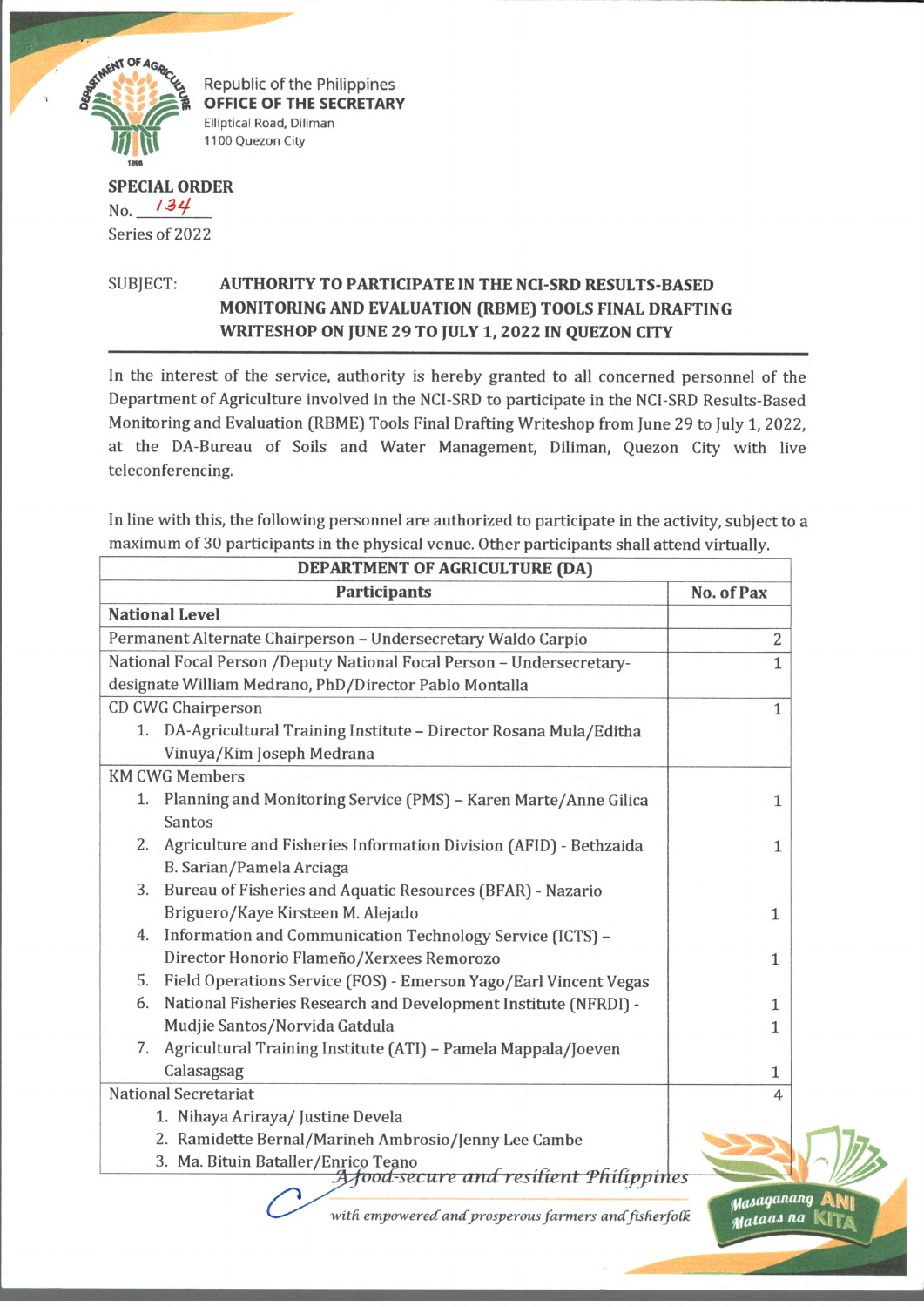Republic of the Philippines
**OFFICE OF THE SECRETARY**
Elliptical Road, Diliman
1100 Quezon City

**SPECIAL ORDER**
No. 134
Series of 2022

SUBJECT: **AUTHORITY TO PARTICIPATE IN THE NCI-SRD RESULTS-BASED MONITORING AND EVALUATION (RBME) TOOLS FINAL DRAFTING WRITESHOP ON JUNE 29 TO JULY 1, 2022 IN QUEZON CITY**

---

In the interest of the service, authority is hereby granted to all concerned personnel of the Department of Agriculture involved in the NCI-SRD to participate in the NCI-SRD Results-Based Monitoring and Evaluation (RBME) Tools Final Drafting Writeshop from June 29 to July 1, 2022, at the DA-Bureau of Soils and Water Management, Diliman, Quezon City with live teleconferencing.

In line with this, the following personnel are authorized to participate in the activity, subject to a maximum of 30 participants in the physical venue. Other participants shall attend virtually.

| DEPARTMENT OF AGRICULTURE (DA) | |
|---|---|
| **Participants** | **No. of Pax** |
| **National Level** | |
| Permanent Alternate Chairperson – Undersecretary Waldo Carpio | 2 |
| National Focal Person /Deputy National Focal Person – Undersecretary-designate William Medrano, PhD/Director Pablo Montalla | 1 |
| CD CWG Chairperson<br>1. DA-Agricultural Training Institute – Director Rosana Mula/Editha Vinuya/Kim Joseph Medrana | 1 |
| KM CWG Members<br>1. Planning and Monitoring Service (PMS) – Karen Marte/Anne Gilica Santos | 1 |
| 2. Agriculture and Fisheries Information Division (AFID) - Bethzaida B. Sarian/Pamela Arciaga | 1 |
| 3. Bureau of Fisheries and Aquatic Resources (BFAR) - Nazario Briguero/Kaye Kirsteen M. Alejado | 1 |
| 4. Information and Communication Technology Service (ICTS) – Director Honorio Flameño/Xerxees Remorozo | 1 |
| 5. Field Operations Service (FOS) - Emerson Yago/Earl Vincent Vegas | 1 |
| 6. National Fisheries Research and Development Institute (NFRDI) - Mudjie Santos/Norvida Gatdula | 1 |
| 7. Agricultural Training Institute (ATI) – Pamela Mappala/Joeven Calasagsag | 1 |
| National Secretariat<br>1. Nihaya Ariraya/ Justine Devela<br>2. Ramidette Bernal/Marineh Ambrosio/Jenny Lee Cambe<br>3. Ma. Bituin Bataller/Enrico Teano | 4 |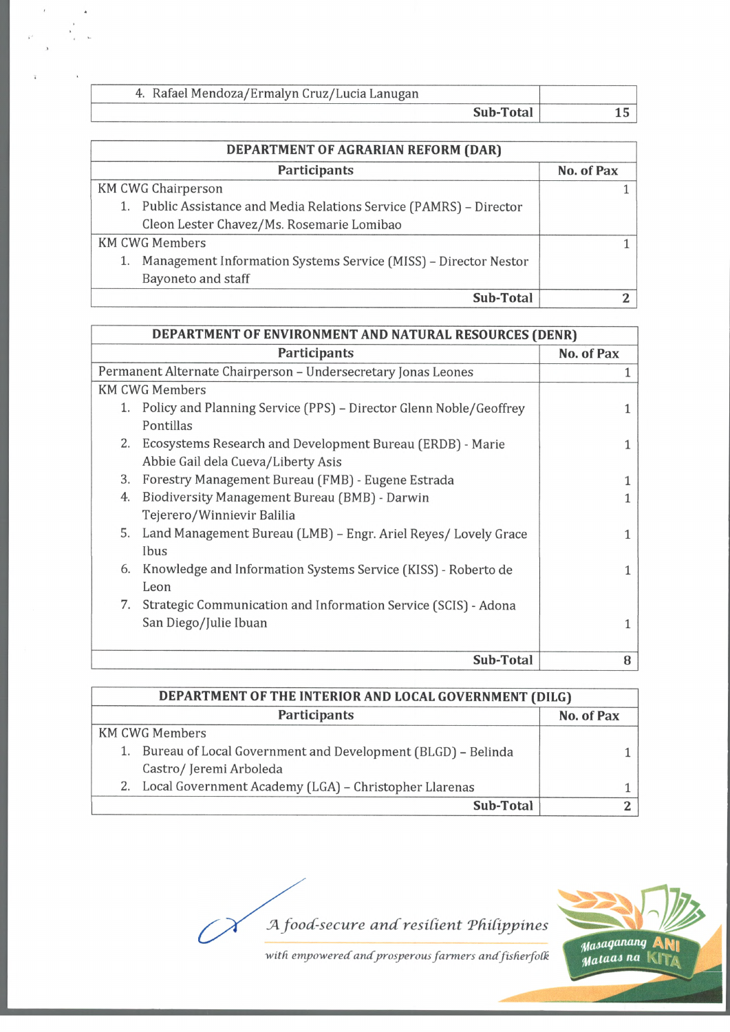| 4. Rafael Mendoza/Ermalyn Cruz/Lucia Lanugan | |
|---|---|
| **Sub-Total** | **15** |

| DEPARTMENT OF AGRARIAN REFORM (DAR) | |
|---|---|
| **Participants** | **No. of Pax** |
| KM CWG Chairperson<br>1. Public Assistance and Media Relations Service (PAMRS) – Director Cleon Lester Chavez/Ms. Rosemarie Lomibao | 1 |
| KM CWG Members<br>1. Management Information Systems Service (MISS) – Director Nestor Bayoneto and staff | 1 |
| **Sub-Total** | **2** |

| DEPARTMENT OF ENVIRONMENT AND NATURAL RESOURCES (DENR) | |
|---|---|
| **Participants** | **No. of Pax** |
| Permanent Alternate Chairperson – Undersecretary Jonas Leones | 1 |
| KM CWG Members | |
| 1. Policy and Planning Service (PPS) – Director Glenn Noble/Geoffrey Pontillas | 1 |
| 2. Ecosystems Research and Development Bureau (ERDB) - Marie Abbie Gail dela Cueva/Liberty Asis | 1 |
| 3. Forestry Management Bureau (FMB) - Eugene Estrada | 1 |
| 4. Biodiversity Management Bureau (BMB) - Darwin Tejerero/Winnievir Balilia | 1 |
| 5. Land Management Bureau (LMB) – Engr. Ariel Reyes/ Lovely Grace Ibus | 1 |
| 6. Knowledge and Information Systems Service (KISS) - Roberto de Leon | 1 |
| 7. Strategic Communication and Information Service (SCIS) - Adona San Diego/Julie Ibuan | 1 |
| **Sub-Total** | **8** |

| DEPARTMENT OF THE INTERIOR AND LOCAL GOVERNMENT (DILG) | |
|---|---|
| **Participants** | **No. of Pax** |
| KM CWG Members | |
| 1. Bureau of Local Government and Development (BLGD) – Belinda Castro/ Jeremi Arboleda | 1 |
| 2. Local Government Academy (LGA) – Christopher Llarenas | 1 |
| **Sub-Total** | **2** |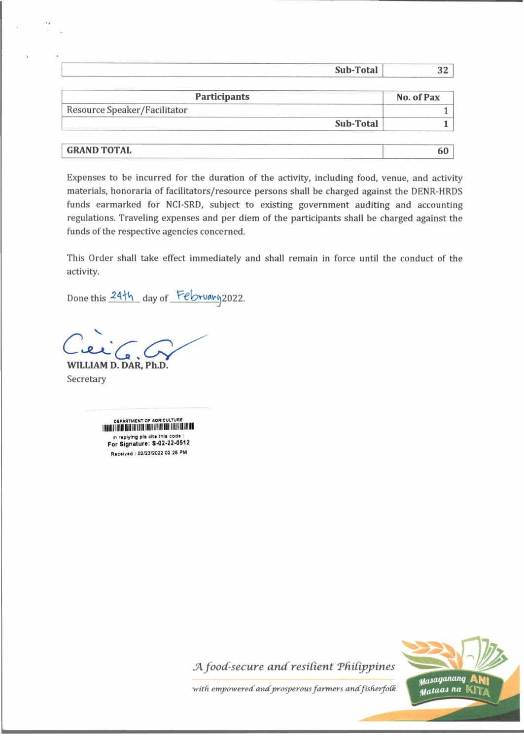| | |
|---|---|
| Sub-Total | 32 |

| Participants | No. of Pax |
|---|---|
| Resource Speaker/Facilitator | 1 |
| Sub-Total | 1 |

| | |
|---|---|
| **GRAND TOTAL** | 60 |

Expenses to be incurred for the duration of the activity, including food, venue, and activity materials, honoraria of facilitators/resource persons shall be charged against the DENR-HRDS funds earmarked for NCI-SRD, subject to existing government auditing and accounting regulations. Traveling expenses and per diem of the participants shall be charged against the funds of the respective agencies concerned.

This Order shall take effect immediately and shall remain in force until the conduct of the activity.

Done this 24th day of February 2022.

**WILLIAM D. DAR, Ph.D.**
Secretary

DEPARTMENT OF AGRICULTURE
In replying pls cite this code :
For Signature: S-02-22-0512
Received : 02/23/2022 02:25 PM

*A food-secure and resilient Philippines*
*with empowered and prosperous farmers and fisherfolk*

Masaganang ANI Mataas na KITA